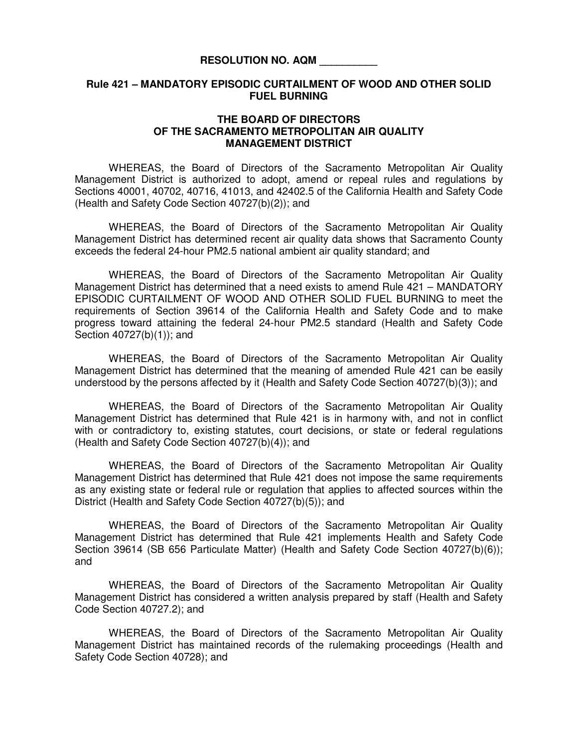**RESOLUTION NO. AQM __________**

**Rule 421 – MANDATORY EPISODIC CURTAILMENT OF WOOD AND OTHER SOLID FUEL BURNING**

**THE BOARD OF DIRECTORS OF THE SACRAMENTO METROPOLITAN AIR QUALITY MANAGEMENT DISTRICT**

WHEREAS, the Board of Directors of the Sacramento Metropolitan Air Quality Management District is authorized to adopt, amend or repeal rules and regulations by Sections 40001, 40702, 40716, 41013, and 42402.5 of the California Health and Safety Code (Health and Safety Code Section 40727(b)(2)); and

WHEREAS, the Board of Directors of the Sacramento Metropolitan Air Quality Management District has determined recent air quality data shows that Sacramento County exceeds the federal 24-hour PM2.5 national ambient air quality standard; and

WHEREAS, the Board of Directors of the Sacramento Metropolitan Air Quality Management District has determined that a need exists to amend Rule 421 – MANDATORY EPISODIC CURTAILMENT OF WOOD AND OTHER SOLID FUEL BURNING to meet the requirements of Section 39614 of the California Health and Safety Code and to make progress toward attaining the federal 24-hour PM2.5 standard (Health and Safety Code Section 40727(b)(1)); and

WHEREAS, the Board of Directors of the Sacramento Metropolitan Air Quality Management District has determined that the meaning of amended Rule 421 can be easily understood by the persons affected by it (Health and Safety Code Section 40727(b)(3)); and

WHEREAS, the Board of Directors of the Sacramento Metropolitan Air Quality Management District has determined that Rule 421 is in harmony with, and not in conflict with or contradictory to, existing statutes, court decisions, or state or federal regulations (Health and Safety Code Section 40727(b)(4)); and

WHEREAS, the Board of Directors of the Sacramento Metropolitan Air Quality Management District has determined that Rule 421 does not impose the same requirements as any existing state or federal rule or regulation that applies to affected sources within the District (Health and Safety Code Section 40727(b)(5)); and

WHEREAS, the Board of Directors of the Sacramento Metropolitan Air Quality Management District has determined that Rule 421 implements Health and Safety Code Section 39614 (SB 656 Particulate Matter) (Health and Safety Code Section 40727(b)(6)); and

WHEREAS, the Board of Directors of the Sacramento Metropolitan Air Quality Management District has considered a written analysis prepared by staff (Health and Safety Code Section 40727.2); and

WHEREAS, the Board of Directors of the Sacramento Metropolitan Air Quality Management District has maintained records of the rulemaking proceedings (Health and Safety Code Section 40728); and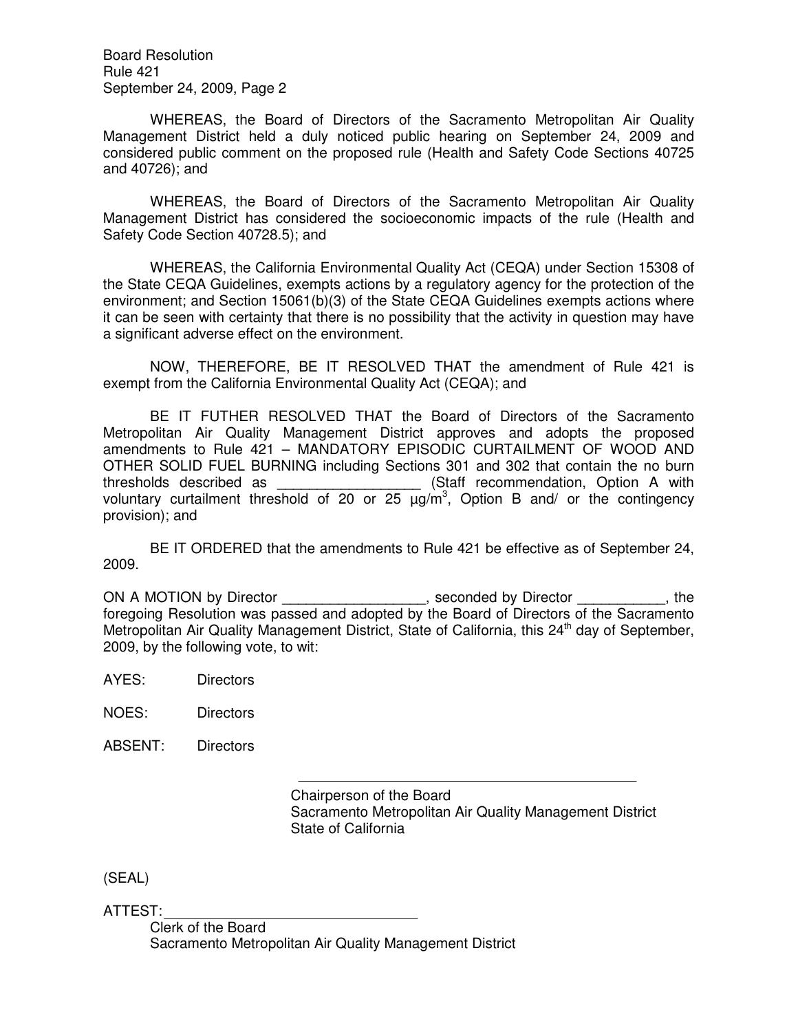WHEREAS, the Board of Directors of the Sacramento Metropolitan Air Quality Management District held a duly noticed public hearing on September 24, 2009 and considered public comment on the proposed rule (Health and Safety Code Sections 40725 and 40726); and

WHEREAS, the Board of Directors of the Sacramento Metropolitan Air Quality Management District has considered the socioeconomic impacts of the rule (Health and Safety Code Section 40728.5); and

WHEREAS, the California Environmental Quality Act (CEQA) under Section 15308 of the State CEQA Guidelines, exempts actions by a regulatory agency for the protection of the environment; and Section 15061(b)(3) of the State CEQA Guidelines exempts actions where it can be seen with certainty that there is no possibility that the activity in question may have a significant adverse effect on the environment.

NOW, THEREFORE, BE IT RESOLVED THAT the amendment of Rule 421 is exempt from the California Environmental Quality Act (CEQA); and

BE IT FUTHER RESOLVED THAT the Board of Directors of the Sacramento Metropolitan Air Quality Management District approves and adopts the proposed amendments to Rule 421 – MANDATORY EPISODIC CURTAILMENT OF WOOD AND OTHER SOLID FUEL BURNING including Sections 301 and 302 that contain the no burn thresholds described as __________________ (Staff recommendation, Option A with voluntary curtailment threshold of 20 or 25 $\mu g/m^3$, Option B and/ or the contingency provision); and

BE IT ORDERED that the amendments to Rule 421 be effective as of September 24, 2009.

ON A MOTION by Director __________________, seconded by Director ___________, the foregoing Resolution was passed and adopted by the Board of Directors of the Sacramento Metropolitan Air Quality Management District, State of California, this 24th day of September, 2009, by the following vote, to wit:

AYES: Directors

NOES: Directors

ABSENT: Directors

____________________________________________

Chairperson of the Board
Sacramento Metropolitan Air Quality Management District
State of California

(SEAL)

ATTEST:________________________________

Clerk of the Board
Sacramento Metropolitan Air Quality Management District